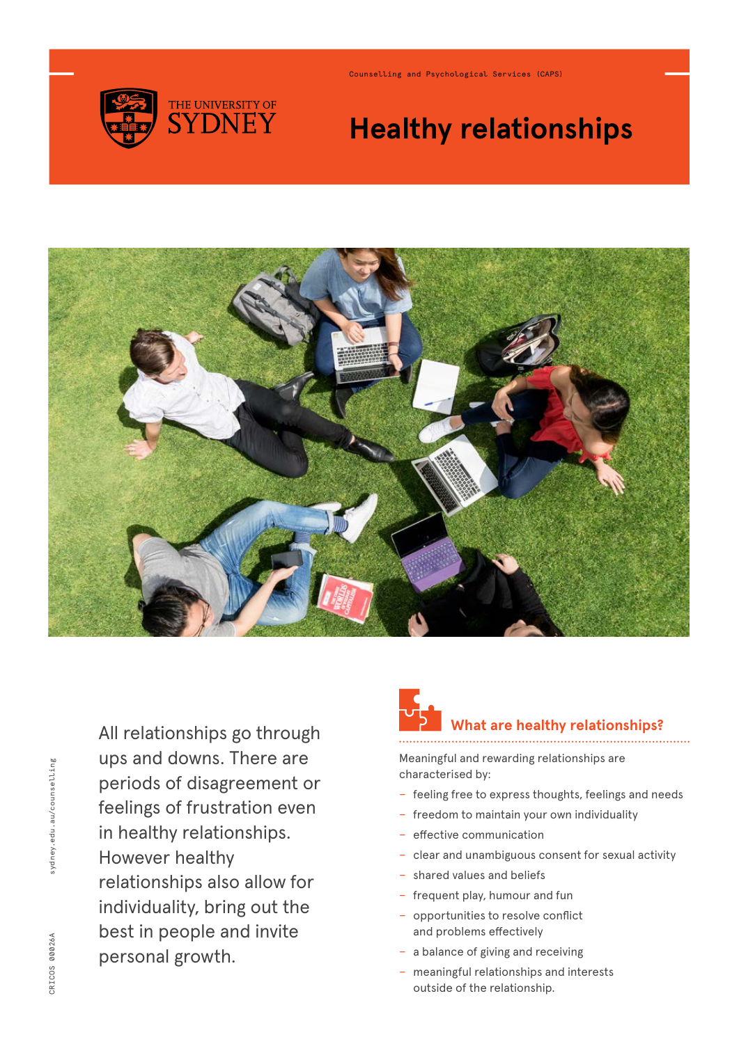Counselling and Psychological Services (CAPS)

THE UNIVERSITY OF SYDNEY

# Healthy relationships

All relationships go through ups and downs. There are periods of disagreement or feelings of frustration even in healthy relationships. However healthy relationships also allow for individuality, bring out the best in people and invite personal growth.

## What are healthy relationships?

Meaningful and rewarding relationships are characterised by:

- feeling free to express thoughts, feelings and needs
- freedom to maintain your own individuality
- effective communication
- clear and unambiguous consent for sexual activity
- shared values and beliefs
- frequent play, humour and fun
- opportunities to resolve conflict and problems effectively
- a balance of giving and receiving
- meaningful relationships and interests outside of the relationship.

sydney.edu.au/counselling

CRICOS 00026A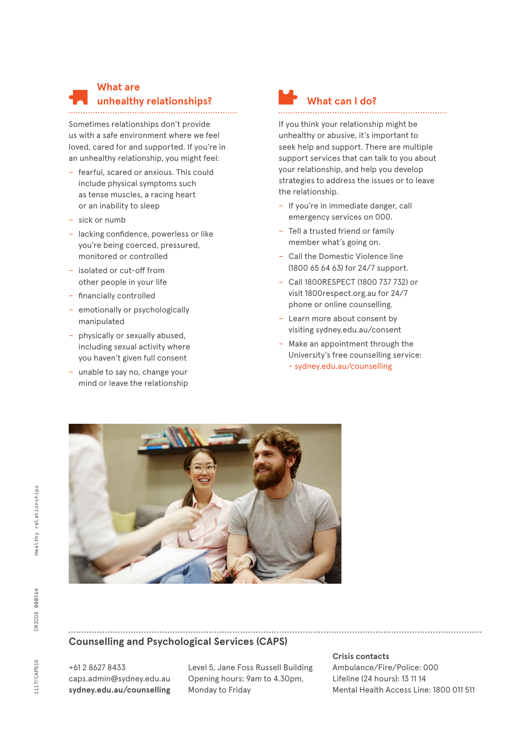## What are unhealthy relationships?

Sometimes relationships don't provide us with a safe environment where we feel loved, cared for and supported. If you're in an unhealthy relationship, you might feel:

- fearful, scared or anxious. This could include physical symptoms such as tense muscles, a racing heart or an inability to sleep
- sick or numb
- lacking confidence, powerless or like you're being coerced, pressured, monitored or controlled
- isolated or cut-off from other people in your life
- financially controlled
- emotionally or psychologically manipulated
- physically or sexually abused, including sexual activity where you haven't given full consent
- unable to say no, change your mind or leave the relationship

## What can I do?

If you think your relationship might be unhealthy or abusive, it's important to seek help and support. There are multiple support services that can talk to you about your relationship, and help you develop strategies to address the issues or to leave the relationship.

- If you're in immediate danger, call emergency services on 000.
- Tell a trusted friend or family member what's going on.
- Call the Domestic Violence line (1800 65 64 63) for 24/7 support.
- Call 1800RESPECT (1800 737 732) or visit 1800respect.org.au for 24/7 phone or online counselling.
- Learn more about consent by visiting sydney.edu.au/consent
- Make an appointment through the University's free counselling service:
  - sydney.edu.au/counselling

## Counselling and Psychological Services (CAPS)

+61 2 8627 8433
caps.admin@sydney.edu.au
**sydney.edu.au/counselling**

Level 5, Jane Foss Russell Building
Opening hours: 9am to 4.30pm, Monday to Friday

**Crisis contacts**
Ambulance/Fire/Police: 000
Lifeline (24 hours): 13 11 14
Mental Health Access Line: 1800 011 511

Healthy relationships

CRICOS 00026A

1117/CAPS15